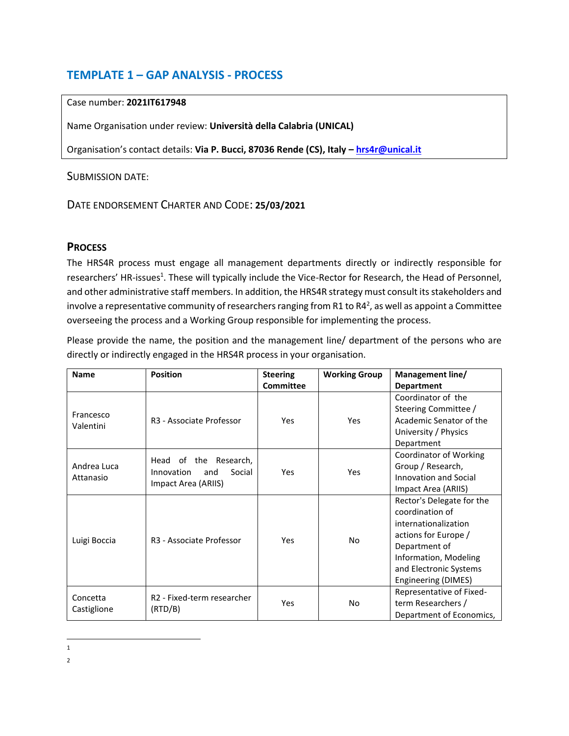## TEMPLATE 1 – GAP ANALYSIS - PROCESS

Case number: **2021IT617948**

Name Organisation under review: **Università della Calabria (UNICAL)**

Organisation's contact details: **Via P. Bucci, 87036 Rende (CS), Italy – hrs4r@unical.it**

SUBMISSION DATE:

DATE ENDORSEMENT CHARTER AND CODE: **25/03/2021**

### PROCESS

The HRS4R process must engage all management departments directly or indirectly responsible for researchers' HR-issues[1]. These will typically include the Vice-Rector for Research, the Head of Personnel, and other administrative staff members. In addition, the HRS4R strategy must consult its stakeholders and involve a representative community of researchers ranging from R1 to R4[2], as well as appoint a Committee overseeing the process and a Working Group responsible for implementing the process.

Please provide the name, the position and the management line/ department of the persons who are directly or indirectly engaged in the HRS4R process in your organisation.

| Name | Position | Steering Committee | Working Group | Management line/ Department |
|---|---|---|---|---|
| Francesco Valentini | R3 - Associate Professor | Yes | Yes | Coordinator of the Steering Committee / Academic Senator of the University / Physics Department |
| Andrea Luca Attanasio | Head of the Research, Innovation and Social Impact Area (ARIIS) | Yes | Yes | Coordinator of Working Group / Research, Innovation and Social Impact Area (ARIIS) |
| Luigi Boccia | R3 - Associate Professor | Yes | No | Rector's Delegate for the coordination of internationalization actions for Europe / Department of Information, Modeling and Electronic Systems Engineering (DIMES) |
| Concetta Castiglione | R2 - Fixed-term researcher (RTD/B) | Yes | No | Representative of Fixed-term Researchers / Department of Economics, |

1

2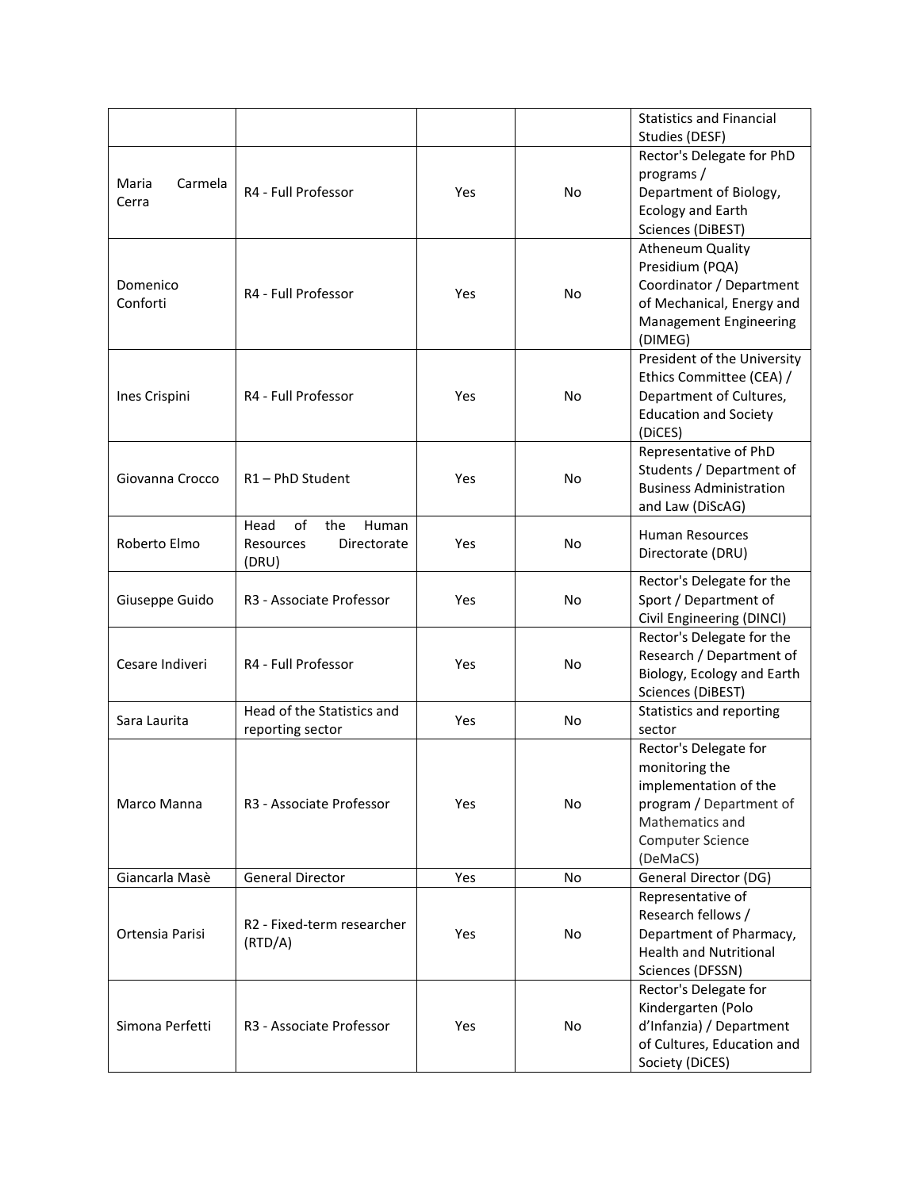| | | | | Statistics and Financial Studies (DESF) |
|---|---|---|---|---|
| Maria Carmela Cerra | R4 - Full Professor | Yes | No | Rector's Delegate for PhD programs / Department of Biology, Ecology and Earth Sciences (DiBEST) |
| Domenico Conforti | R4 - Full Professor | Yes | No | Atheneum Quality Presidium (PQA) Coordinator / Department of Mechanical, Energy and Management Engineering (DIMEG) |
| Ines Crispini | R4 - Full Professor | Yes | No | President of the University Ethics Committee (CEA) / Department of Cultures, Education and Society (DiCES) |
| Giovanna Crocco | R1 – PhD Student | Yes | No | Representative of PhD Students / Department of Business Administration and Law (DiScAG) |
| Roberto Elmo | Head of the Human Resources Directorate (DRU) | Yes | No | Human Resources Directorate (DRU) |
| Giuseppe Guido | R3 - Associate Professor | Yes | No | Rector's Delegate for the Sport / Department of Civil Engineering (DINCI) |
| Cesare Indiveri | R4 - Full Professor | Yes | No | Rector's Delegate for the Research / Department of Biology, Ecology and Earth Sciences (DiBEST) |
| Sara Laurita | Head of the Statistics and reporting sector | Yes | No | Statistics and reporting sector |
| Marco Manna | R3 - Associate Professor | Yes | No | Rector's Delegate for monitoring the implementation of the program / Department of Mathematics and Computer Science (DeMaCS) |
| Giancarla Masè | General Director | Yes | No | General Director (DG) |
| Ortensia Parisi | R2 - Fixed-term researcher (RTD/A) | Yes | No | Representative of Research fellows / Department of Pharmacy, Health and Nutritional Sciences (DFSSN) |
| Simona Perfetti | R3 - Associate Professor | Yes | No | Rector's Delegate for Kindergarten (Polo d'Infanzia) / Department of Cultures, Education and Society (DiCES) |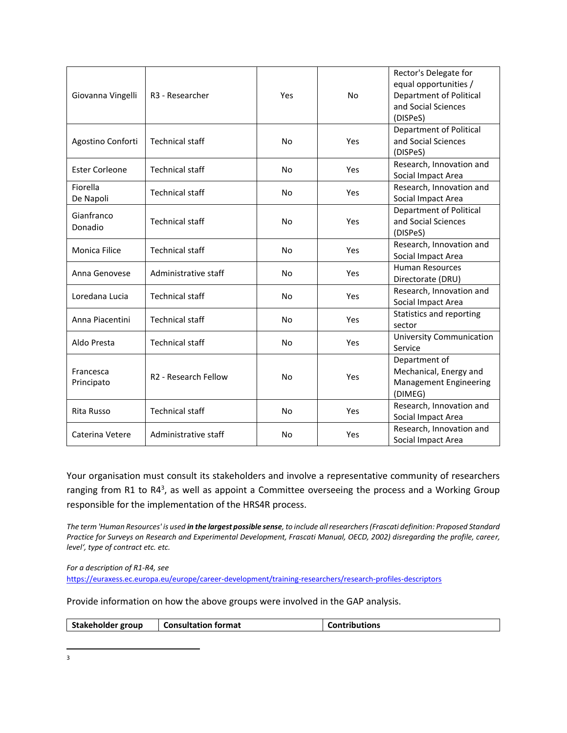| | | | | |
|---|---|---|---|---|
| Giovanna Vingelli | R3 - Researcher | Yes | No | Rector's Delegate for equal opportunities / Department of Political and Social Sciences (DISPeS) |
| Agostino Conforti | Technical staff | No | Yes | Department of Political and Social Sciences (DISPeS) |
| Ester Corleone | Technical staff | No | Yes | Research, Innovation and Social Impact Area |
| Fiorella De Napoli | Technical staff | No | Yes | Research, Innovation and Social Impact Area |
| Gianfranco Donadio | Technical staff | No | Yes | Department of Political and Social Sciences (DISPeS) |
| Monica Filice | Technical staff | No | Yes | Research, Innovation and Social Impact Area |
| Anna Genovese | Administrative staff | No | Yes | Human Resources Directorate (DRU) |
| Loredana Lucia | Technical staff | No | Yes | Research, Innovation and Social Impact Area |
| Anna Piacentini | Technical staff | No | Yes | Statistics and reporting sector |
| Aldo Presta | Technical staff | No | Yes | University Communication Service |
| Francesca Principato | R2 - Research Fellow | No | Yes | Department of Mechanical, Energy and Management Engineering (DIMEG) |
| Rita Russo | Technical staff | No | Yes | Research, Innovation and Social Impact Area |
| Caterina Vetere | Administrative staff | No | Yes | Research, Innovation and Social Impact Area |

Your organisation must consult its stakeholders and involve a representative community of researchers ranging from R1 to R4[3], as well as appoint a Committee overseeing the process and a Working Group responsible for the implementation of the HRS4R process.

*The term 'Human Resources' is used **in the largest possible sense**, to include all researchers (Frascati definition: Proposed Standard Practice for Surveys on Research and Experimental Development, Frascati Manual, OECD, 2002) disregarding the profile, career, level', type of contract etc. etc.*

*For a description of R1-R4, see*
https://euraxess.ec.europa.eu/europe/career-development/training-researchers/research-profiles-descriptors

Provide information on how the above groups were involved in the GAP analysis.

| Stakeholder group | Consultation format | Contributions |
|---|---|---|

[3]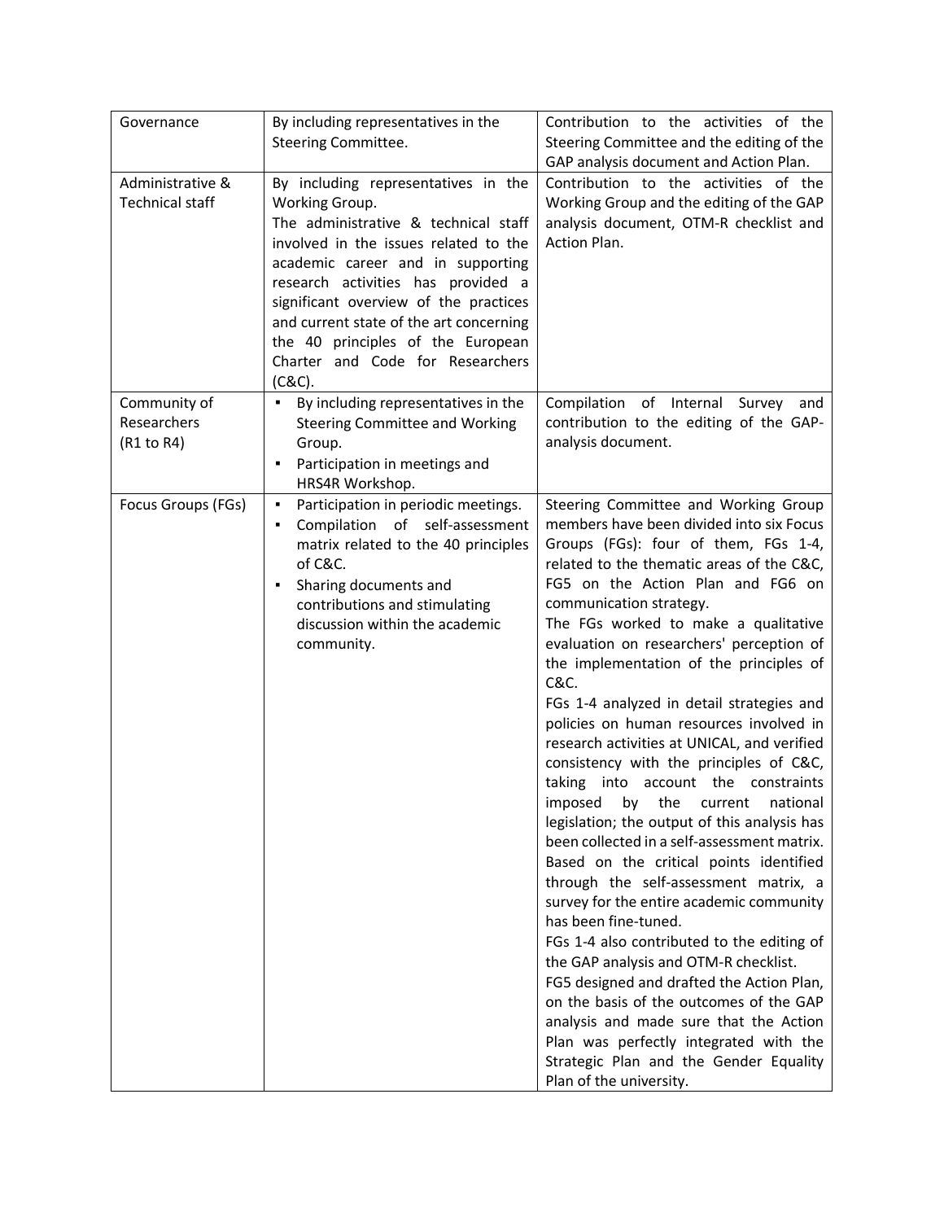| | | |
|---|---|---|
| Governance | By including representatives in the Steering Committee. | Contribution to the activities of the Steering Committee and the editing of the GAP analysis document and Action Plan. |
| Administrative & Technical staff | By including representatives in the Working Group.<br>The administrative & technical staff involved in the issues related to the academic career and in supporting research activities has provided a significant overview of the practices and current state of the art concerning the 40 principles of the European Charter and Code for Researchers (C&C). | Contribution to the activities of the Working Group and the editing of the GAP analysis document, OTM-R checklist and Action Plan. |
| Community of Researchers (R1 to R4) | ▪ By including representatives in the Steering Committee and Working Group.<br>▪ Participation in meetings and HRS4R Workshop. | Compilation of Internal Survey and contribution to the editing of the GAP-analysis document. |
| Focus Groups (FGs) | ▪ Participation in periodic meetings.<br>▪ Compilation of self-assessment matrix related to the 40 principles of C&C.<br>▪ Sharing documents and contributions and stimulating discussion within the academic community. | Steering Committee and Working Group members have been divided into six Focus Groups (FGs): four of them, FGs 1-4, related to the thematic areas of the C&C, FG5 on the Action Plan and FG6 on communication strategy.<br>The FGs worked to make a qualitative evaluation on researchers' perception of the implementation of the principles of C&C.<br>FGs 1-4 analyzed in detail strategies and policies on human resources involved in research activities at UNICAL, and verified consistency with the principles of C&C, taking into account the constraints imposed by the current national legislation; the output of this analysis has been collected in a self-assessment matrix. Based on the critical points identified through the self-assessment matrix, a survey for the entire academic community has been fine-tuned.<br>FGs 1-4 also contributed to the editing of the GAP analysis and OTM-R checklist.<br>FG5 designed and drafted the Action Plan, on the basis of the outcomes of the GAP analysis and made sure that the Action Plan was perfectly integrated with the Strategic Plan and the Gender Equality Plan of the university. |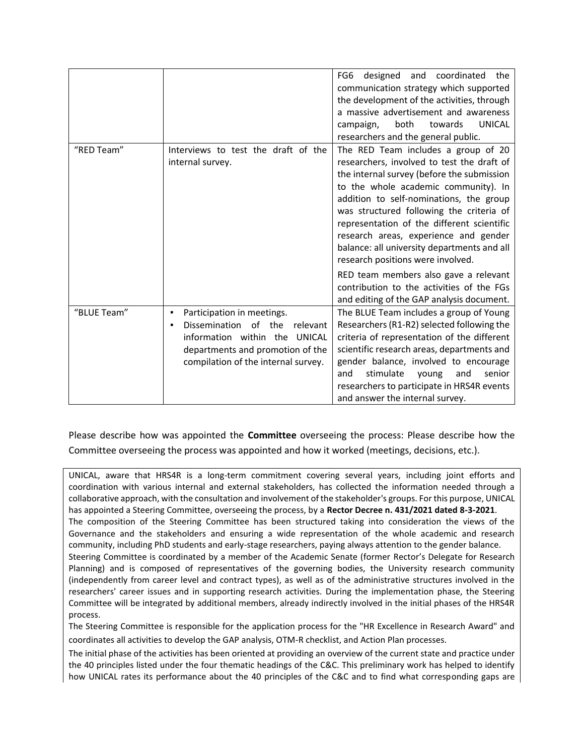| | | |
|---|---|---|
| | | FG6 designed and coordinated the communication strategy which supported the development of the activities, through a massive advertisement and awareness campaign, both towards UNICAL researchers and the general public. |
| “RED Team” | Interviews to test the draft of the internal survey. | The RED Team includes a group of 20 researchers, involved to test the draft of the internal survey (before the submission to the whole academic community). In addition to self-nominations, the group was structured following the criteria of representation of the different scientific research areas, experience and gender balance: all university departments and all research positions were involved.<br><br>RED team members also gave a relevant contribution to the activities of the FGs and editing of the GAP analysis document. |
| “BLUE Team” | ▪ Participation in meetings.<br>▪ Dissemination of the relevant information within the UNICAL departments and promotion of the compilation of the internal survey. | The BLUE Team includes a group of Young Researchers (R1-R2) selected following the criteria of representation of the different scientific research areas, departments and gender balance, involved to encourage and stimulate young and senior researchers to participate in HRS4R events and answer the internal survey. |

Please describe how was appointed the **Committee** overseeing the process: Please describe how the Committee overseeing the process was appointed and how it worked (meetings, decisions, etc.).

UNICAL, aware that HRS4R is a long-term commitment covering several years, including joint efforts and coordination with various internal and external stakeholders, has collected the information needed through a collaborative approach, with the consultation and involvement of the stakeholder's groups. For this purpose, UNICAL has appointed a Steering Committee, overseeing the process, by a **Rector Decree n. 431/2021 dated 8-3-2021**.

The composition of the Steering Committee has been structured taking into consideration the views of the Governance and the stakeholders and ensuring a wide representation of the whole academic and research community, including PhD students and early-stage researchers, paying always attention to the gender balance.

Steering Committee is coordinated by a member of the Academic Senate (former Rector’s Delegate for Research Planning) and is composed of representatives of the governing bodies, the University research community (independently from career level and contract types), as well as of the administrative structures involved in the researchers' career issues and in supporting research activities. During the implementation phase, the Steering Committee will be integrated by additional members, already indirectly involved in the initial phases of the HRS4R process.

The Steering Committee is responsible for the application process for the "HR Excellence in Research Award" and coordinates all activities to develop the GAP analysis, OTM-R checklist, and Action Plan processes.

The initial phase of the activities has been oriented at providing an overview of the current state and practice under the 40 principles listed under the four thematic headings of the C&C. This preliminary work has helped to identify how UNICAL rates its performance about the 40 principles of the C&C and to find what corresponding gaps are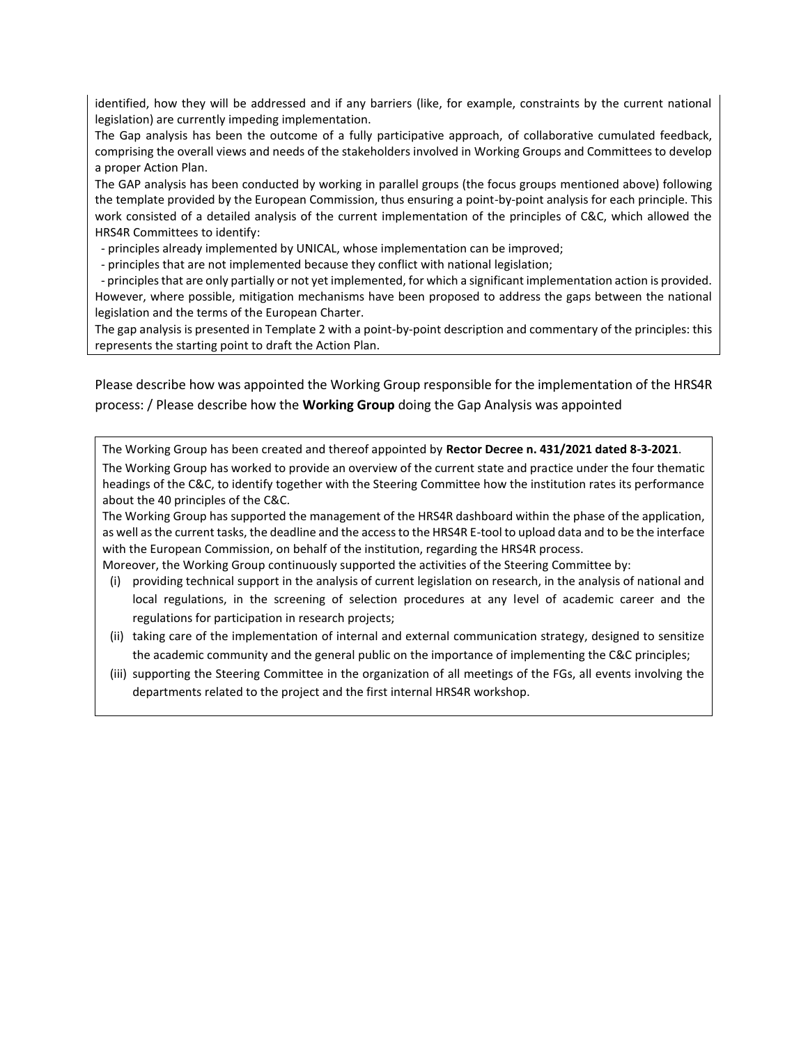identified, how they will be addressed and if any barriers (like, for example, constraints by the current national legislation) are currently impeding implementation.

The Gap analysis has been the outcome of a fully participative approach, of collaborative cumulated feedback, comprising the overall views and needs of the stakeholders involved in Working Groups and Committees to develop a proper Action Plan.

The GAP analysis has been conducted by working in parallel groups (the focus groups mentioned above) following the template provided by the European Commission, thus ensuring a point-by-point analysis for each principle. This work consisted of a detailed analysis of the current implementation of the principles of C&C, which allowed the HRS4R Committees to identify:

- principles already implemented by UNICAL, whose implementation can be improved;
- principles that are not implemented because they conflict with national legislation;
- principles that are only partially or not yet implemented, for which a significant implementation action is provided.

However, where possible, mitigation mechanisms have been proposed to address the gaps between the national legislation and the terms of the European Charter.

The gap analysis is presented in Template 2 with a point-by-point description and commentary of the principles: this represents the starting point to draft the Action Plan.

Please describe how was appointed the Working Group responsible for the implementation of the HRS4R process: / Please describe how the **Working Group** doing the Gap Analysis was appointed

The Working Group has been created and thereof appointed by **Rector Decree n. 431/2021 dated 8-3-2021**.

The Working Group has worked to provide an overview of the current state and practice under the four thematic headings of the C&C, to identify together with the Steering Committee how the institution rates its performance about the 40 principles of the C&C.

The Working Group has supported the management of the HRS4R dashboard within the phase of the application, as well as the current tasks, the deadline and the access to the HRS4R E-tool to upload data and to be the interface with the European Commission, on behalf of the institution, regarding the HRS4R process.

Moreover, the Working Group continuously supported the activities of the Steering Committee by:

(i) providing technical support in the analysis of current legislation on research, in the analysis of national and local regulations, in the screening of selection procedures at any level of academic career and the regulations for participation in research projects;

(ii) taking care of the implementation of internal and external communication strategy, designed to sensitize the academic community and the general public on the importance of implementing the C&C principles;

(iii) supporting the Steering Committee in the organization of all meetings of the FGs, all events involving the departments related to the project and the first internal HRS4R workshop.